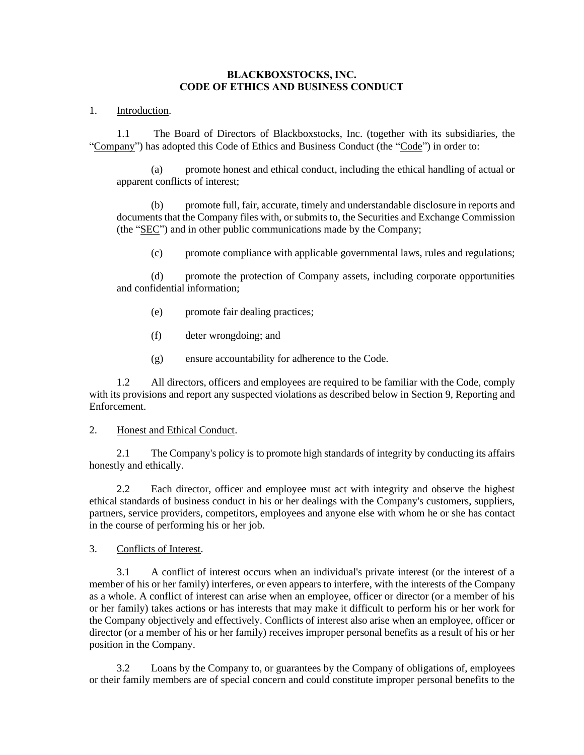# BLACKBOXSTOCKS, INC.
# CODE OF ETHICS AND BUSINESS CONDUCT

1. Introduction.

1.1 The Board of Directors of Blackboxstocks, Inc. (together with its subsidiaries, the "Company") has adopted this Code of Ethics and Business Conduct (the "Code") in order to:

(a) promote honest and ethical conduct, including the ethical handling of actual or apparent conflicts of interest;

(b) promote full, fair, accurate, timely and understandable disclosure in reports and documents that the Company files with, or submits to, the Securities and Exchange Commission (the "SEC") and in other public communications made by the Company;

(c) promote compliance with applicable governmental laws, rules and regulations;

(d) promote the protection of Company assets, including corporate opportunities and confidential information;

(e) promote fair dealing practices;

(f) deter wrongdoing; and

(g) ensure accountability for adherence to the Code.

1.2 All directors, officers and employees are required to be familiar with the Code, comply with its provisions and report any suspected violations as described below in Section 9, Reporting and Enforcement.

2. Honest and Ethical Conduct.

2.1 The Company's policy is to promote high standards of integrity by conducting its affairs honestly and ethically.

2.2 Each director, officer and employee must act with integrity and observe the highest ethical standards of business conduct in his or her dealings with the Company's customers, suppliers, partners, service providers, competitors, employees and anyone else with whom he or she has contact in the course of performing his or her job.

3. Conflicts of Interest.

3.1 A conflict of interest occurs when an individual's private interest (or the interest of a member of his or her family) interferes, or even appears to interfere, with the interests of the Company as a whole. A conflict of interest can arise when an employee, officer or director (or a member of his or her family) takes actions or has interests that may make it difficult to perform his or her work for the Company objectively and effectively. Conflicts of interest also arise when an employee, officer or director (or a member of his or her family) receives improper personal benefits as a result of his or her position in the Company.

3.2 Loans by the Company to, or guarantees by the Company of obligations of, employees or their family members are of special concern and could constitute improper personal benefits to the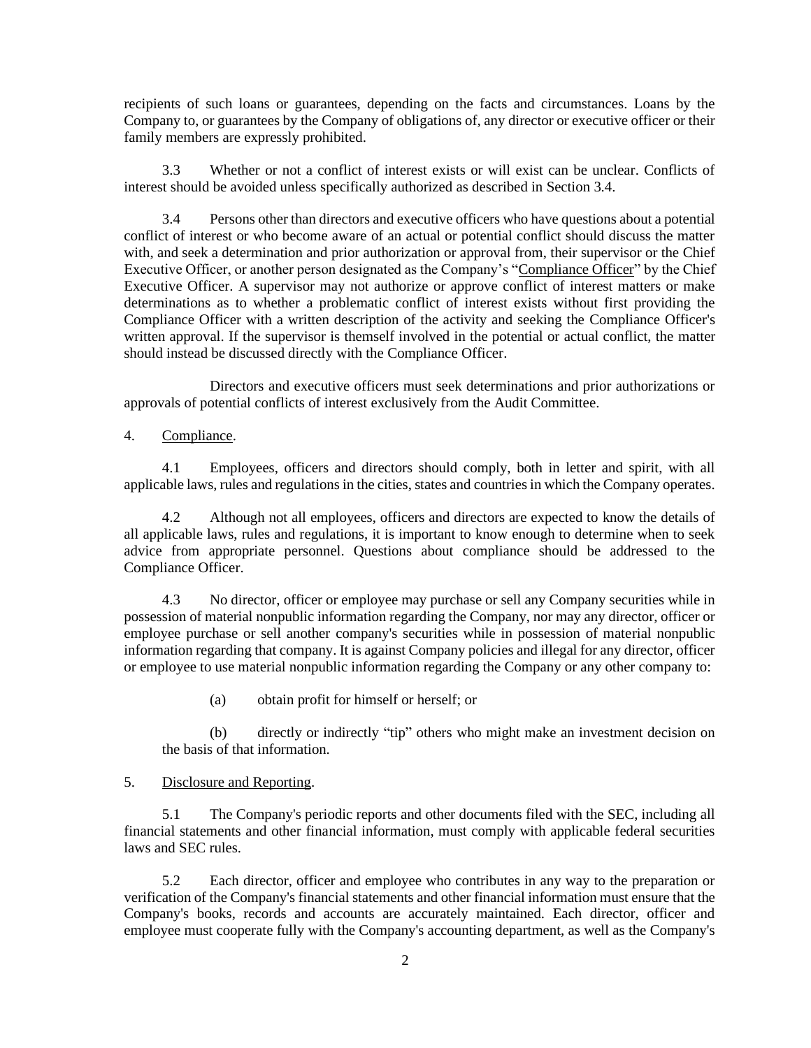recipients of such loans or guarantees, depending on the facts and circumstances. Loans by the Company to, or guarantees by the Company of obligations of, any director or executive officer or their family members are expressly prohibited.

3.3 Whether or not a conflict of interest exists or will exist can be unclear. Conflicts of interest should be avoided unless specifically authorized as described in Section 3.4.

3.4 Persons other than directors and executive officers who have questions about a potential conflict of interest or who become aware of an actual or potential conflict should discuss the matter with, and seek a determination and prior authorization or approval from, their supervisor or the Chief Executive Officer, or another person designated as the Company's "<u>Compliance Officer</u>" by the Chief Executive Officer. A supervisor may not authorize or approve conflict of interest matters or make determinations as to whether a problematic conflict of interest exists without first providing the Compliance Officer with a written description of the activity and seeking the Compliance Officer's written approval. If the supervisor is themself involved in the potential or actual conflict, the matter should instead be discussed directly with the Compliance Officer.

Directors and executive officers must seek determinations and prior authorizations or approvals of potential conflicts of interest exclusively from the Audit Committee.

4. <u>Compliance</u>.

4.1 Employees, officers and directors should comply, both in letter and spirit, with all applicable laws, rules and regulations in the cities, states and countries in which the Company operates.

4.2 Although not all employees, officers and directors are expected to know the details of all applicable laws, rules and regulations, it is important to know enough to determine when to seek advice from appropriate personnel. Questions about compliance should be addressed to the Compliance Officer.

4.3 No director, officer or employee may purchase or sell any Company securities while in possession of material nonpublic information regarding the Company, nor may any director, officer or employee purchase or sell another company's securities while in possession of material nonpublic information regarding that company. It is against Company policies and illegal for any director, officer or employee to use material nonpublic information regarding the Company or any other company to:

(a) obtain profit for himself or herself; or

(b) directly or indirectly "tip" others who might make an investment decision on the basis of that information.

5. <u>Disclosure and Reporting</u>.

5.1 The Company's periodic reports and other documents filed with the SEC, including all financial statements and other financial information, must comply with applicable federal securities laws and SEC rules.

5.2 Each director, officer and employee who contributes in any way to the preparation or verification of the Company's financial statements and other financial information must ensure that the Company's books, records and accounts are accurately maintained. Each director, officer and employee must cooperate fully with the Company's accounting department, as well as the Company's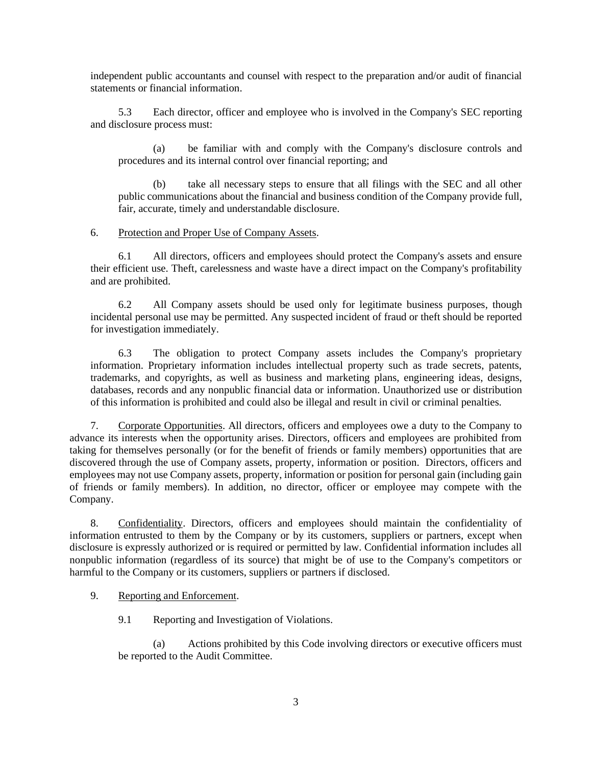independent public accountants and counsel with respect to the preparation and/or audit of financial statements or financial information.

5.3 Each director, officer and employee who is involved in the Company's SEC reporting and disclosure process must:

(a) be familiar with and comply with the Company's disclosure controls and procedures and its internal control over financial reporting; and

(b) take all necessary steps to ensure that all filings with the SEC and all other public communications about the financial and business condition of the Company provide full, fair, accurate, timely and understandable disclosure.

6. Protection and Proper Use of Company Assets.

6.1 All directors, officers and employees should protect the Company's assets and ensure their efficient use. Theft, carelessness and waste have a direct impact on the Company's profitability and are prohibited.

6.2 All Company assets should be used only for legitimate business purposes, though incidental personal use may be permitted. Any suspected incident of fraud or theft should be reported for investigation immediately.

6.3 The obligation to protect Company assets includes the Company's proprietary information. Proprietary information includes intellectual property such as trade secrets, patents, trademarks, and copyrights, as well as business and marketing plans, engineering ideas, designs, databases, records and any nonpublic financial data or information. Unauthorized use or distribution of this information is prohibited and could also be illegal and result in civil or criminal penalties.

7. Corporate Opportunities. All directors, officers and employees owe a duty to the Company to advance its interests when the opportunity arises. Directors, officers and employees are prohibited from taking for themselves personally (or for the benefit of friends or family members) opportunities that are discovered through the use of Company assets, property, information or position. Directors, officers and employees may not use Company assets, property, information or position for personal gain (including gain of friends or family members). In addition, no director, officer or employee may compete with the Company.

8. Confidentiality. Directors, officers and employees should maintain the confidentiality of information entrusted to them by the Company or by its customers, suppliers or partners, except when disclosure is expressly authorized or is required or permitted by law. Confidential information includes all nonpublic information (regardless of its source) that might be of use to the Company's competitors or harmful to the Company or its customers, suppliers or partners if disclosed.

9. Reporting and Enforcement.

9.1 Reporting and Investigation of Violations.

(a) Actions prohibited by this Code involving directors or executive officers must be reported to the Audit Committee.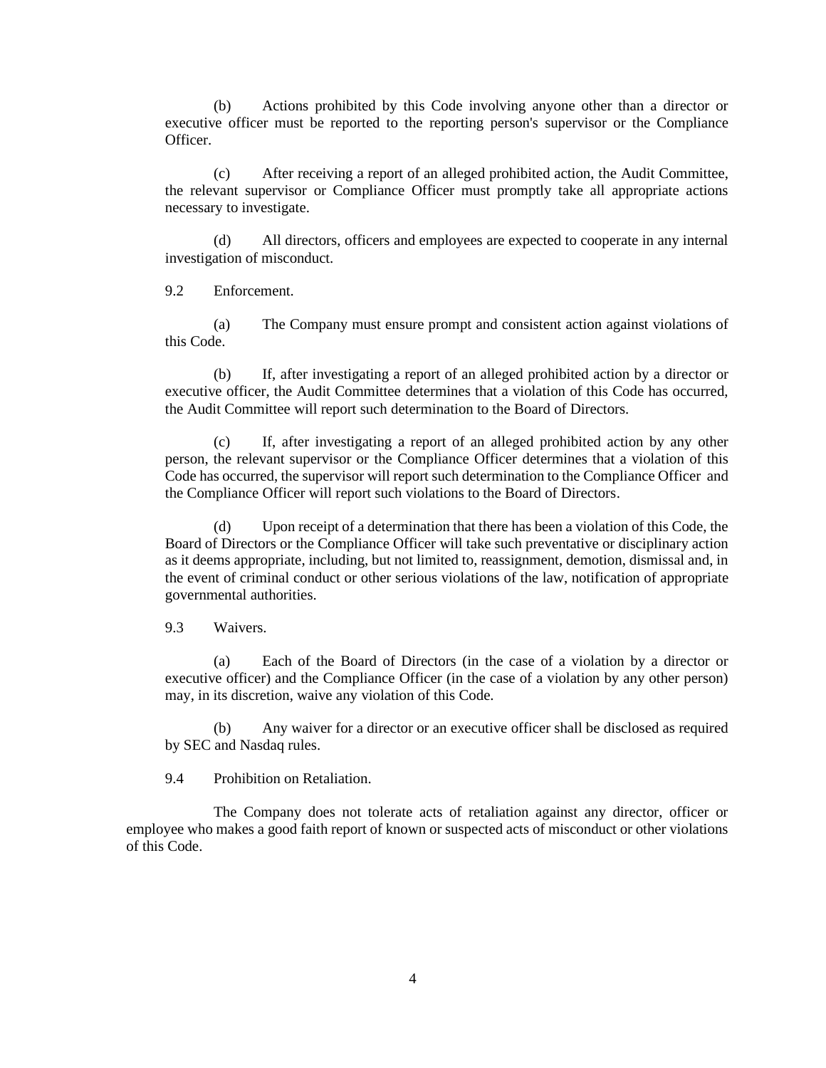(b) Actions prohibited by this Code involving anyone other than a director or executive officer must be reported to the reporting person's supervisor or the Compliance Officer.

(c) After receiving a report of an alleged prohibited action, the Audit Committee, the relevant supervisor or Compliance Officer must promptly take all appropriate actions necessary to investigate.

(d) All directors, officers and employees are expected to cooperate in any internal investigation of misconduct.

9.2 Enforcement.

(a) The Company must ensure prompt and consistent action against violations of this Code.

(b) If, after investigating a report of an alleged prohibited action by a director or executive officer, the Audit Committee determines that a violation of this Code has occurred, the Audit Committee will report such determination to the Board of Directors.

(c) If, after investigating a report of an alleged prohibited action by any other person, the relevant supervisor or the Compliance Officer determines that a violation of this Code has occurred, the supervisor will report such determination to the Compliance Officer and the Compliance Officer will report such violations to the Board of Directors.

(d) Upon receipt of a determination that there has been a violation of this Code, the Board of Directors or the Compliance Officer will take such preventative or disciplinary action as it deems appropriate, including, but not limited to, reassignment, demotion, dismissal and, in the event of criminal conduct or other serious violations of the law, notification of appropriate governmental authorities.

9.3 Waivers.

(a) Each of the Board of Directors (in the case of a violation by a director or executive officer) and the Compliance Officer (in the case of a violation by any other person) may, in its discretion, waive any violation of this Code.

(b) Any waiver for a director or an executive officer shall be disclosed as required by SEC and Nasdaq rules.

9.4 Prohibition on Retaliation.

The Company does not tolerate acts of retaliation against any director, officer or employee who makes a good faith report of known or suspected acts of misconduct or other violations of this Code.